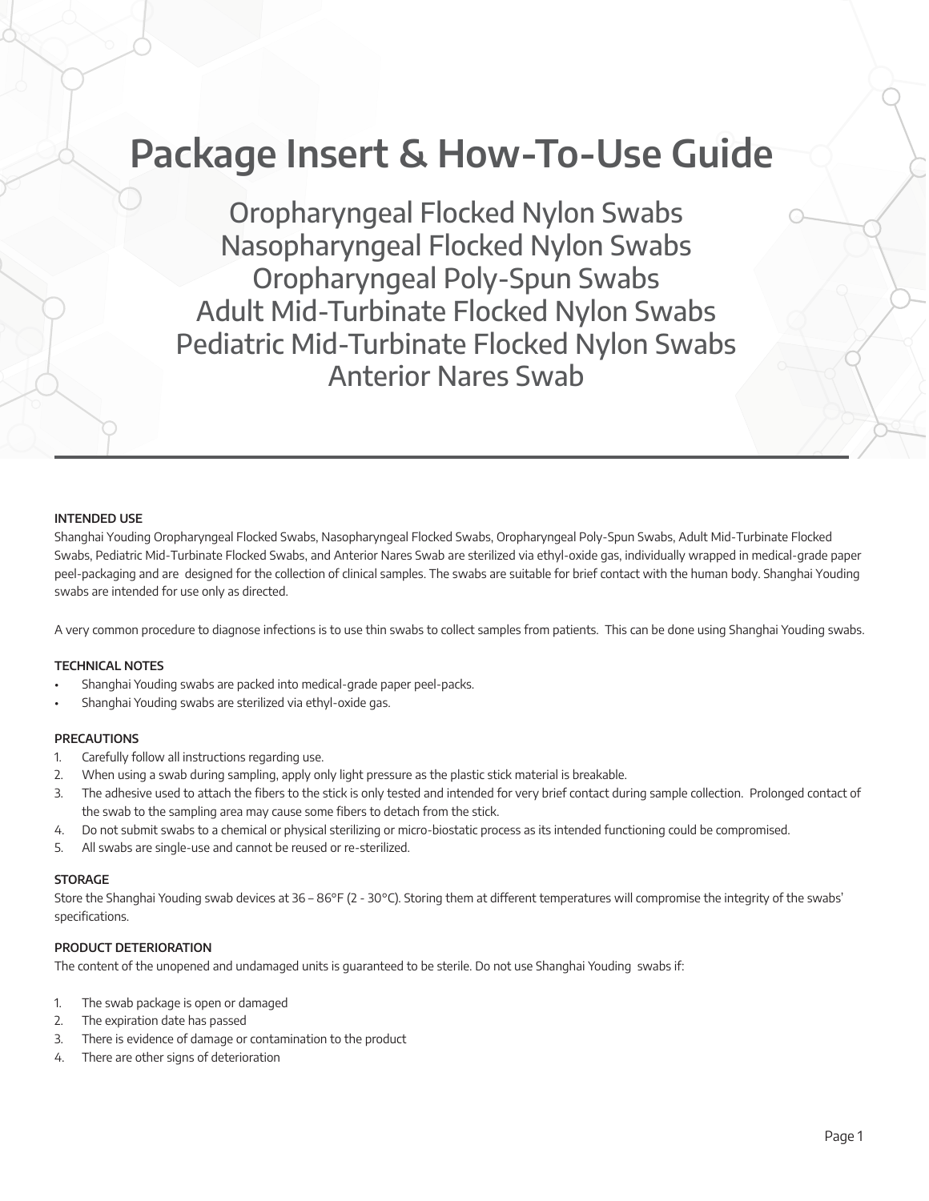# Package Insert & How-To-Use Guide

## Oropharyngeal Flocked Nylon Swabs
## Nasopharyngeal Flocked Nylon Swabs
## Oropharyngeal Poly-Spun Swabs
## Adult Mid-Turbinate Flocked Nylon Swabs
## Pediatric Mid-Turbinate Flocked Nylon Swabs
## Anterior Nares Swab

---

**INTENDED USE**

Shanghai Youding Oropharyngeal Flocked Swabs, Nasopharyngeal Flocked Swabs, Oropharyngeal Poly-Spun Swabs, Adult Mid-Turbinate Flocked Swabs, Pediatric Mid-Turbinate Flocked Swabs, and Anterior Nares Swab are sterilized via ethyl-oxide gas, individually wrapped in medical-grade paper peel-packaging and are designed for the collection of clinical samples. The swabs are suitable for brief contact with the human body. Shanghai Youding swabs are intended for use only as directed.

A very common procedure to diagnose infections is to use thin swabs to collect samples from patients. This can be done using Shanghai Youding swabs.

**TECHNICAL NOTES**

- Shanghai Youding swabs are packed into medical-grade paper peel-packs.
- Shanghai Youding swabs are sterilized via ethyl-oxide gas.

**PRECAUTIONS**

1. Carefully follow all instructions regarding use.
2. When using a swab during sampling, apply only light pressure as the plastic stick material is breakable.
3. The adhesive used to attach the fibers to the stick is only tested and intended for very brief contact during sample collection. Prolonged contact of the swab to the sampling area may cause some fibers to detach from the stick.
4. Do not submit swabs to a chemical or physical sterilizing or micro-biostatic process as its intended functioning could be compromised.
5. All swabs are single-use and cannot be reused or re-sterilized.

**STORAGE**

Store the Shanghai Youding swab devices at 36 – 86°F (2 - 30°C). Storing them at different temperatures will compromise the integrity of the swabs' specifications.

**PRODUCT DETERIORATION**

The content of the unopened and undamaged units is guaranteed to be sterile. Do not use Shanghai Youding swabs if:

1. The swab package is open or damaged
2. The expiration date has passed
3. There is evidence of damage or contamination to the product
4. There are other signs of deterioration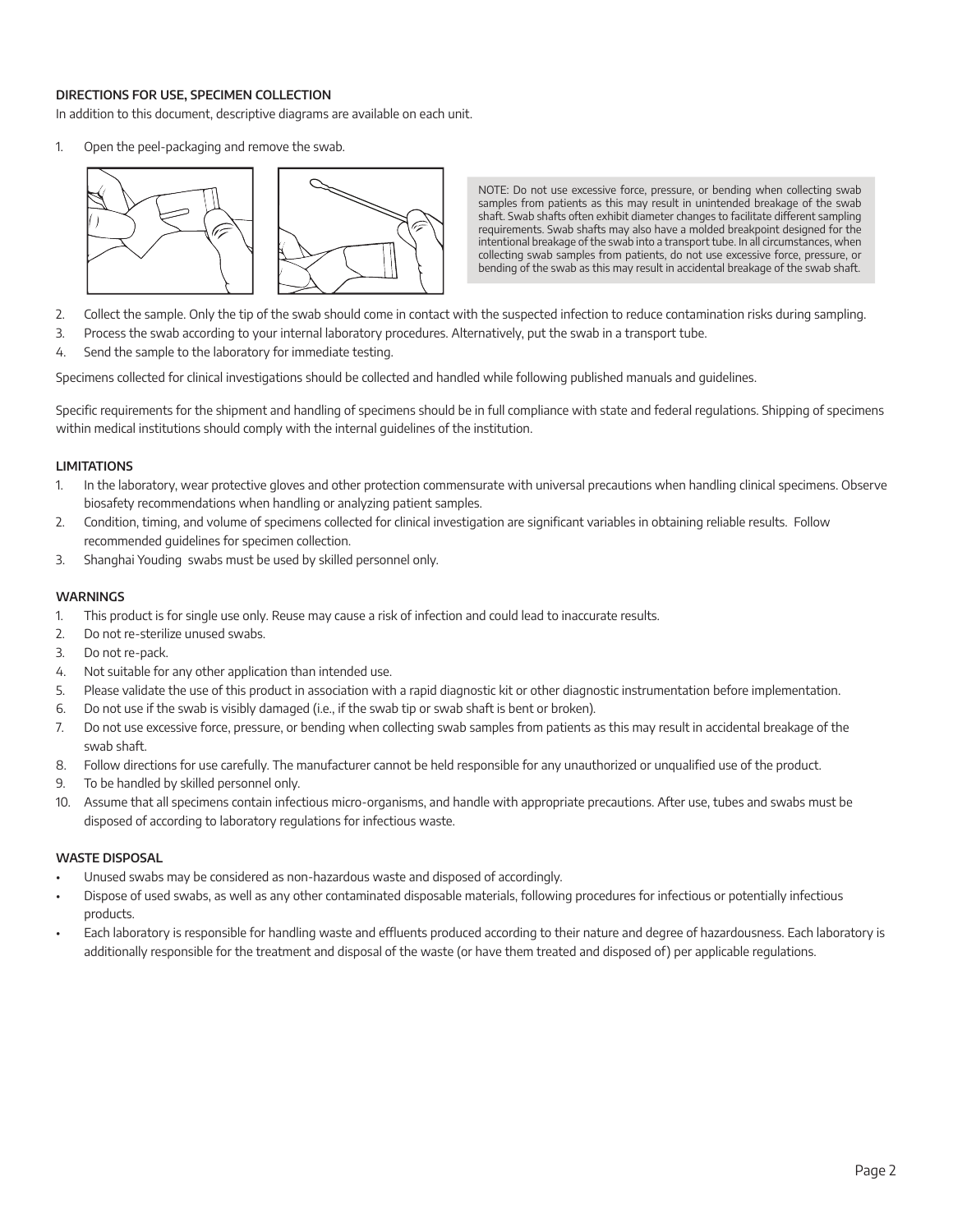**DIRECTIONS FOR USE, SPECIMEN COLLECTION**

In addition to this document, descriptive diagrams are available on each unit.

1. Open the peel-packaging and remove the swab.

NOTE: Do not use excessive force, pressure, or bending when collecting swab samples from patients as this may result in unintended breakage of the swab shaft. Swab shafts often exhibit diameter changes to facilitate different sampling requirements. Swab shafts may also have a molded breakpoint designed for the intentional breakage of the swab into a transport tube. In all circumstances, when collecting swab samples from patients, do not use excessive force, pressure, or bending of the swab as this may result in accidental breakage of the swab shaft.

2. Collect the sample. Only the tip of the swab should come in contact with the suspected infection to reduce contamination risks during sampling.
3. Process the swab according to your internal laboratory procedures. Alternatively, put the swab in a transport tube.
4. Send the sample to the laboratory for immediate testing.

Specimens collected for clinical investigations should be collected and handled while following published manuals and guidelines.

Specific requirements for the shipment and handling of specimens should be in full compliance with state and federal regulations. Shipping of specimens within medical institutions should comply with the internal guidelines of the institution.

**LIMITATIONS**

1. In the laboratory, wear protective gloves and other protection commensurate with universal precautions when handling clinical specimens. Observe biosafety recommendations when handling or analyzing patient samples.
2. Condition, timing, and volume of specimens collected for clinical investigation are significant variables in obtaining reliable results. Follow recommended guidelines for specimen collection.
3. Shanghai Youding swabs must be used by skilled personnel only.

**WARNINGS**

1. This product is for single use only. Reuse may cause a risk of infection and could lead to inaccurate results.
2. Do not re-sterilize unused swabs.
3. Do not re-pack.
4. Not suitable for any other application than intended use.
5. Please validate the use of this product in association with a rapid diagnostic kit or other diagnostic instrumentation before implementation.
6. Do not use if the swab is visibly damaged (i.e., if the swab tip or swab shaft is bent or broken).
7. Do not use excessive force, pressure, or bending when collecting swab samples from patients as this may result in accidental breakage of the swab shaft.
8. Follow directions for use carefully. The manufacturer cannot be held responsible for any unauthorized or unqualified use of the product.
9. To be handled by skilled personnel only.
10. Assume that all specimens contain infectious micro-organisms, and handle with appropriate precautions. After use, tubes and swabs must be disposed of according to laboratory regulations for infectious waste.

**WASTE DISPOSAL**

- Unused swabs may be considered as non-hazardous waste and disposed of accordingly.
- Dispose of used swabs, as well as any other contaminated disposable materials, following procedures for infectious or potentially infectious products.
- Each laboratory is responsible for handling waste and effluents produced according to their nature and degree of hazardousness. Each laboratory is additionally responsible for the treatment and disposal of the waste (or have them treated and disposed of) per applicable regulations.